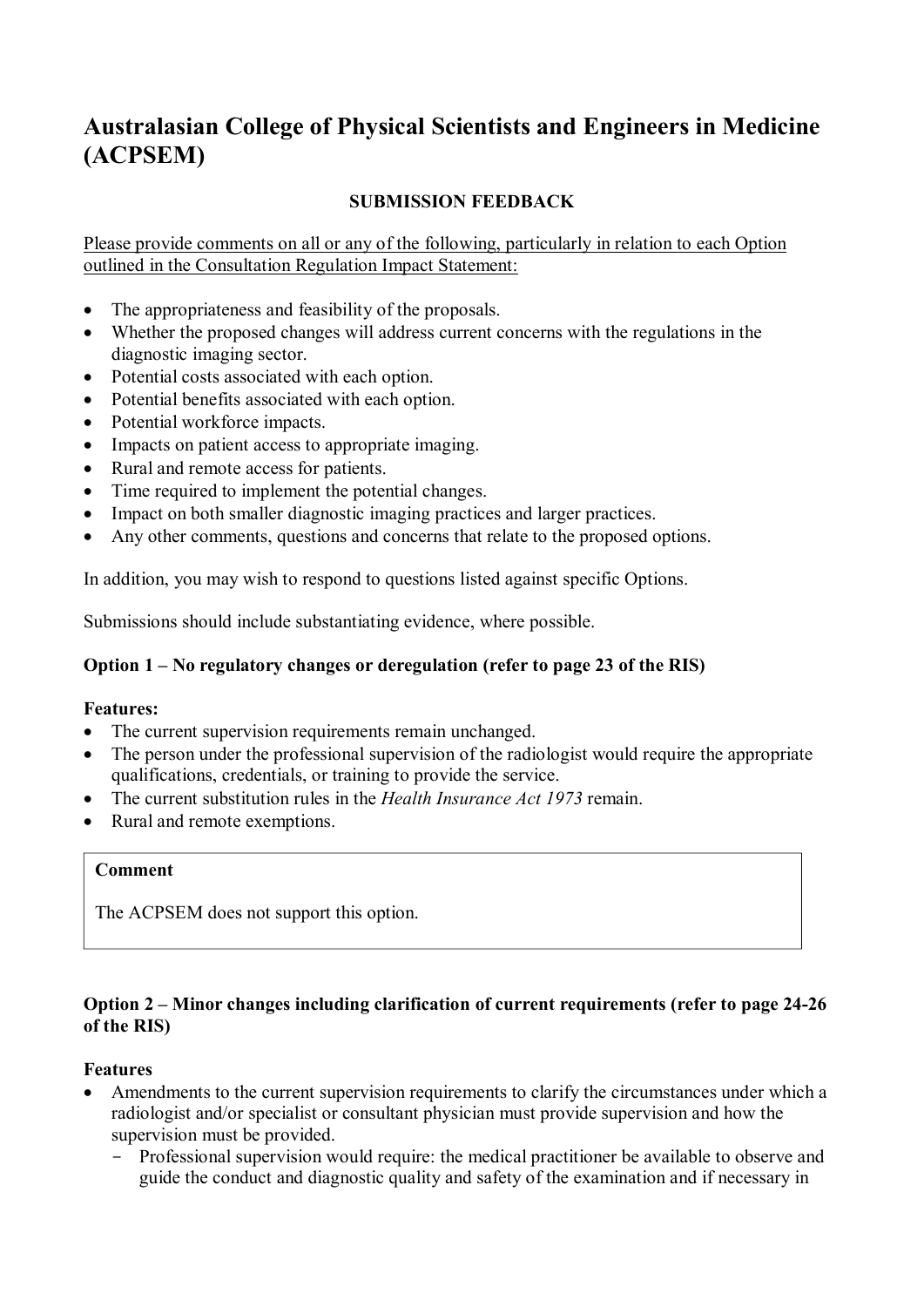# Australasian College of Physical Scientists and Engineers in Medicine (ACPSEM)

## SUBMISSION FEEDBACK

Please provide comments on all or any of the following, particularly in relation to each Option outlined in the Consultation Regulation Impact Statement:

- The appropriateness and feasibility of the proposals.
- Whether the proposed changes will address current concerns with the regulations in the diagnostic imaging sector.
- Potential costs associated with each option.
- Potential benefits associated with each option.
- Potential workforce impacts.
- Impacts on patient access to appropriate imaging.
- Rural and remote access for patients.
- Time required to implement the potential changes.
- Impact on both smaller diagnostic imaging practices and larger practices.
- Any other comments, questions and concerns that relate to the proposed options.

In addition, you may wish to respond to questions listed against specific Options.

Submissions should include substantiating evidence, where possible.

### Option 1 – No regulatory changes or deregulation (refer to page 23 of the RIS)

**Features:**

- The current supervision requirements remain unchanged.
- The person under the professional supervision of the radiologist would require the appropriate qualifications, credentials, or training to provide the service.
- The current substitution rules in the *Health Insurance Act 1973* remain.
- Rural and remote exemptions.

| **Comment** |
| --- |
| The ACPSEM does not support this option. |

### Option 2 – Minor changes including clarification of current requirements (refer to page 24-26 of the RIS)

**Features**

- Amendments to the current supervision requirements to clarify the circumstances under which a radiologist and/or specialist or consultant physician must provide supervision and how the supervision must be provided.
  - Professional supervision would require: the medical practitioner be available to observe and guide the conduct and diagnostic quality and safety of the examination and if necessary in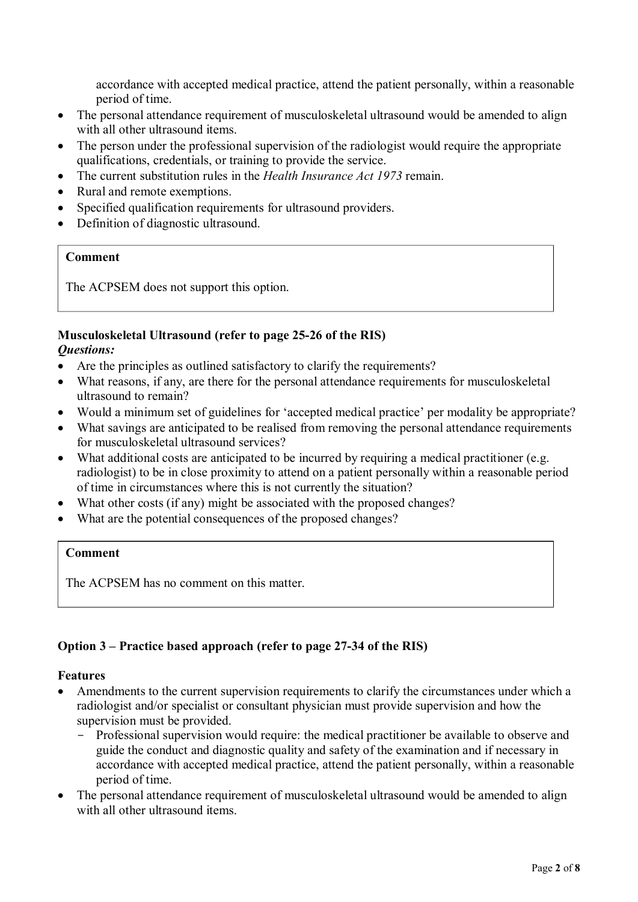accordance with accepted medical practice, attend the patient personally, within a reasonable period of time.

- The personal attendance requirement of musculoskeletal ultrasound would be amended to align with all other ultrasound items.
- The person under the professional supervision of the radiologist would require the appropriate qualifications, credentials, or training to provide the service.
- The current substitution rules in the *Health Insurance Act 1973* remain.
- Rural and remote exemptions.
- Specified qualification requirements for ultrasound providers.
- Definition of diagnostic ultrasound.

> **Comment**
>
> The ACPSEM does not support this option.

**Musculoskeletal Ultrasound (refer to page 25-26 of the RIS)**

***Questions:***

- Are the principles as outlined satisfactory to clarify the requirements?
- What reasons, if any, are there for the personal attendance requirements for musculoskeletal ultrasound to remain?
- Would a minimum set of guidelines for 'accepted medical practice' per modality be appropriate?
- What savings are anticipated to be realised from removing the personal attendance requirements for musculoskeletal ultrasound services?
- What additional costs are anticipated to be incurred by requiring a medical practitioner (e.g. radiologist) to be in close proximity to attend on a patient personally within a reasonable period of time in circumstances where this is not currently the situation?
- What other costs (if any) might be associated with the proposed changes?
- What are the potential consequences of the proposed changes?

> **Comment**
>
> The ACPSEM has no comment on this matter.

**Option 3 – Practice based approach (refer to page 27-34 of the RIS)**

**Features**

- Amendments to the current supervision requirements to clarify the circumstances under which a radiologist and/or specialist or consultant physician must provide supervision and how the supervision must be provided.
  - Professional supervision would require: the medical practitioner be available to observe and guide the conduct and diagnostic quality and safety of the examination and if necessary in accordance with accepted medical practice, attend the patient personally, within a reasonable period of time.
- The personal attendance requirement of musculoskeletal ultrasound would be amended to align with all other ultrasound items.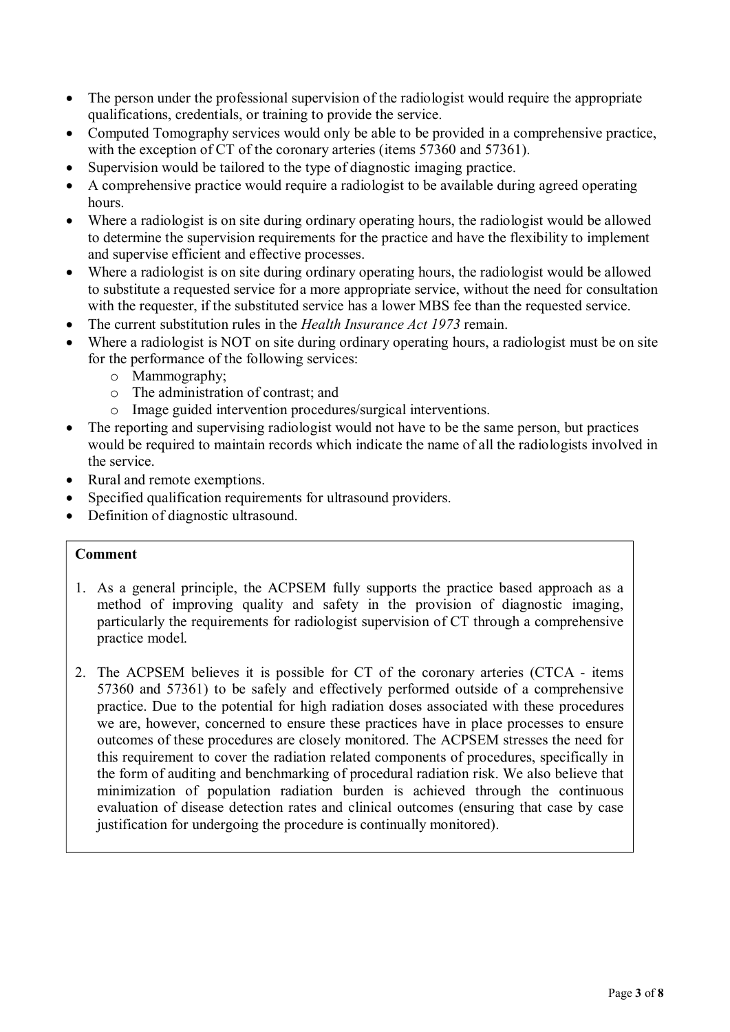- The person under the professional supervision of the radiologist would require the appropriate qualifications, credentials, or training to provide the service.
- Computed Tomography services would only be able to be provided in a comprehensive practice, with the exception of CT of the coronary arteries (items 57360 and 57361).
- Supervision would be tailored to the type of diagnostic imaging practice.
- A comprehensive practice would require a radiologist to be available during agreed operating hours.
- Where a radiologist is on site during ordinary operating hours, the radiologist would be allowed to determine the supervision requirements for the practice and have the flexibility to implement and supervise efficient and effective processes.
- Where a radiologist is on site during ordinary operating hours, the radiologist would be allowed to substitute a requested service for a more appropriate service, without the need for consultation with the requester, if the substituted service has a lower MBS fee than the requested service.
- The current substitution rules in the *Health Insurance Act 1973* remain.
- Where a radiologist is NOT on site during ordinary operating hours, a radiologist must be on site for the performance of the following services:
  - Mammography;
  - The administration of contrast; and
  - Image guided intervention procedures/surgical interventions.
- The reporting and supervising radiologist would not have to be the same person, but practices would be required to maintain records which indicate the name of all the radiologists involved in the service.
- Rural and remote exemptions.
- Specified qualification requirements for ultrasound providers.
- Definition of diagnostic ultrasound.

**Comment**

1. As a general principle, the ACPSEM fully supports the practice based approach as a method of improving quality and safety in the provision of diagnostic imaging, particularly the requirements for radiologist supervision of CT through a comprehensive practice model.

2. The ACPSEM believes it is possible for CT of the coronary arteries (CTCA - items 57360 and 57361) to be safely and effectively performed outside of a comprehensive practice. Due to the potential for high radiation doses associated with these procedures we are, however, concerned to ensure these practices have in place processes to ensure outcomes of these procedures are closely monitored. The ACPSEM stresses the need for this requirement to cover the radiation related components of procedures, specifically in the form of auditing and benchmarking of procedural radiation risk. We also believe that minimization of population radiation burden is achieved through the continuous evaluation of disease detection rates and clinical outcomes (ensuring that case by case justification for undergoing the procedure is continually monitored).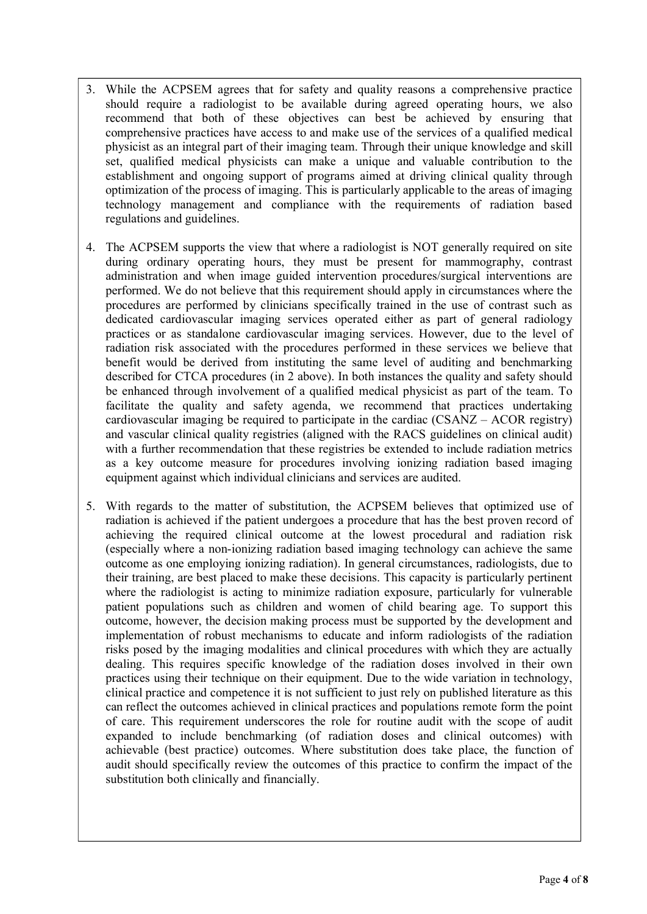3. While the ACPSEM agrees that for safety and quality reasons a comprehensive practice should require a radiologist to be available during agreed operating hours, we also recommend that both of these objectives can best be achieved by ensuring that comprehensive practices have access to and make use of the services of a qualified medical physicist as an integral part of their imaging team. Through their unique knowledge and skill set, qualified medical physicists can make a unique and valuable contribution to the establishment and ongoing support of programs aimed at driving clinical quality through optimization of the process of imaging. This is particularly applicable to the areas of imaging technology management and compliance with the requirements of radiation based regulations and guidelines.

4. The ACPSEM supports the view that where a radiologist is NOT generally required on site during ordinary operating hours, they must be present for mammography, contrast administration and when image guided intervention procedures/surgical interventions are performed. We do not believe that this requirement should apply in circumstances where the procedures are performed by clinicians specifically trained in the use of contrast such as dedicated cardiovascular imaging services operated either as part of general radiology practices or as standalone cardiovascular imaging services. However, due to the level of radiation risk associated with the procedures performed in these services we believe that benefit would be derived from instituting the same level of auditing and benchmarking described for CTCA procedures (in 2 above). In both instances the quality and safety should be enhanced through involvement of a qualified medical physicist as part of the team. To facilitate the quality and safety agenda, we recommend that practices undertaking cardiovascular imaging be required to participate in the cardiac (CSANZ – ACOR registry) and vascular clinical quality registries (aligned with the RACS guidelines on clinical audit) with a further recommendation that these registries be extended to include radiation metrics as a key outcome measure for procedures involving ionizing radiation based imaging equipment against which individual clinicians and services are audited.

5. With regards to the matter of substitution, the ACPSEM believes that optimized use of radiation is achieved if the patient undergoes a procedure that has the best proven record of achieving the required clinical outcome at the lowest procedural and radiation risk (especially where a non-ionizing radiation based imaging technology can achieve the same outcome as one employing ionizing radiation). In general circumstances, radiologists, due to their training, are best placed to make these decisions. This capacity is particularly pertinent where the radiologist is acting to minimize radiation exposure, particularly for vulnerable patient populations such as children and women of child bearing age. To support this outcome, however, the decision making process must be supported by the development and implementation of robust mechanisms to educate and inform radiologists of the radiation risks posed by the imaging modalities and clinical procedures with which they are actually dealing. This requires specific knowledge of the radiation doses involved in their own practices using their technique on their equipment. Due to the wide variation in technology, clinical practice and competence it is not sufficient to just rely on published literature as this can reflect the outcomes achieved in clinical practices and populations remote form the point of care. This requirement underscores the role for routine audit with the scope of audit expanded to include benchmarking (of radiation doses and clinical outcomes) with achievable (best practice) outcomes. Where substitution does take place, the function of audit should specifically review the outcomes of this practice to confirm the impact of the substitution both clinically and financially.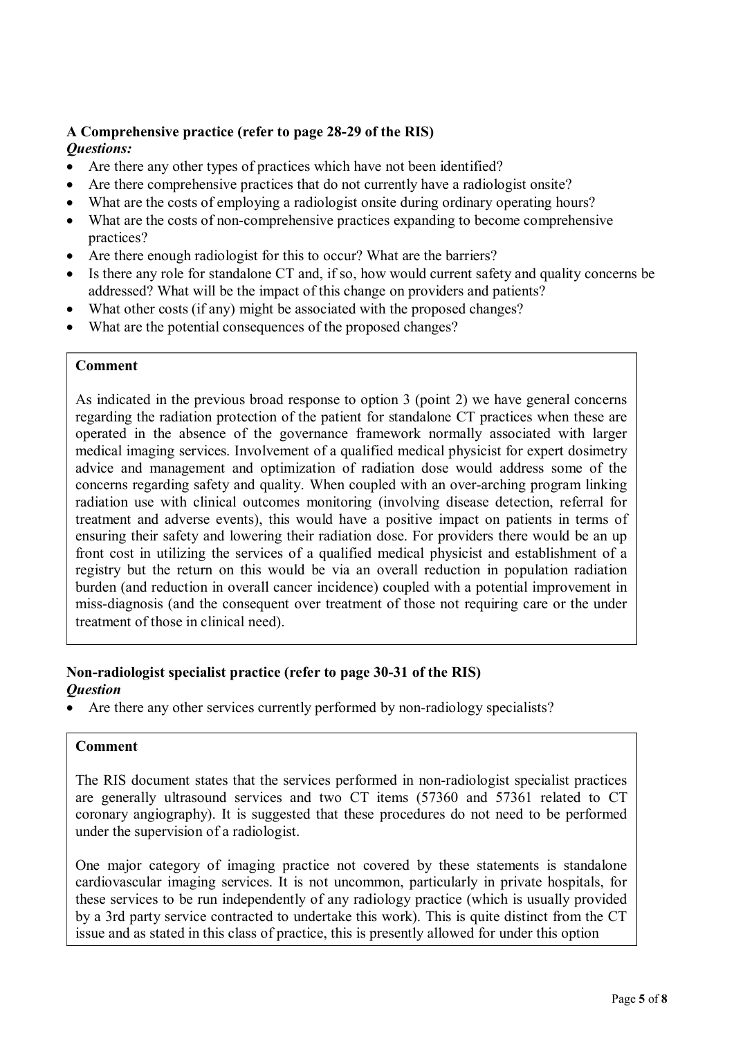**A Comprehensive practice (refer to page 28-29 of the RIS)**

***Questions:***

- Are there any other types of practices which have not been identified?
- Are there comprehensive practices that do not currently have a radiologist onsite?
- What are the costs of employing a radiologist onsite during ordinary operating hours?
- What are the costs of non-comprehensive practices expanding to become comprehensive practices?
- Are there enough radiologist for this to occur? What are the barriers?
- Is there any role for standalone CT and, if so, how would current safety and quality concerns be addressed? What will be the impact of this change on providers and patients?
- What other costs (if any) might be associated with the proposed changes?
- What are the potential consequences of the proposed changes?

**Comment**

As indicated in the previous broad response to option 3 (point 2) we have general concerns regarding the radiation protection of the patient for standalone CT practices when these are operated in the absence of the governance framework normally associated with larger medical imaging services. Involvement of a qualified medical physicist for expert dosimetry advice and management and optimization of radiation dose would address some of the concerns regarding safety and quality. When coupled with an over-arching program linking radiation use with clinical outcomes monitoring (involving disease detection, referral for treatment and adverse events), this would have a positive impact on patients in terms of ensuring their safety and lowering their radiation dose. For providers there would be an up front cost in utilizing the services of a qualified medical physicist and establishment of a registry but the return on this would be via an overall reduction in population radiation burden (and reduction in overall cancer incidence) coupled with a potential improvement in miss-diagnosis (and the consequent over treatment of those not requiring care or the under treatment of those in clinical need).

**Non-radiologist specialist practice (refer to page 30-31 of the RIS)**

***Question***

- Are there any other services currently performed by non-radiology specialists?

**Comment**

The RIS document states that the services performed in non-radiologist specialist practices are generally ultrasound services and two CT items (57360 and 57361 related to CT coronary angiography). It is suggested that these procedures do not need to be performed under the supervision of a radiologist.

One major category of imaging practice not covered by these statements is standalone cardiovascular imaging services. It is not uncommon, particularly in private hospitals, for these services to be run independently of any radiology practice (which is usually provided by a 3rd party service contracted to undertake this work). This is quite distinct from the CT issue and as stated in this class of practice, this is presently allowed for under this option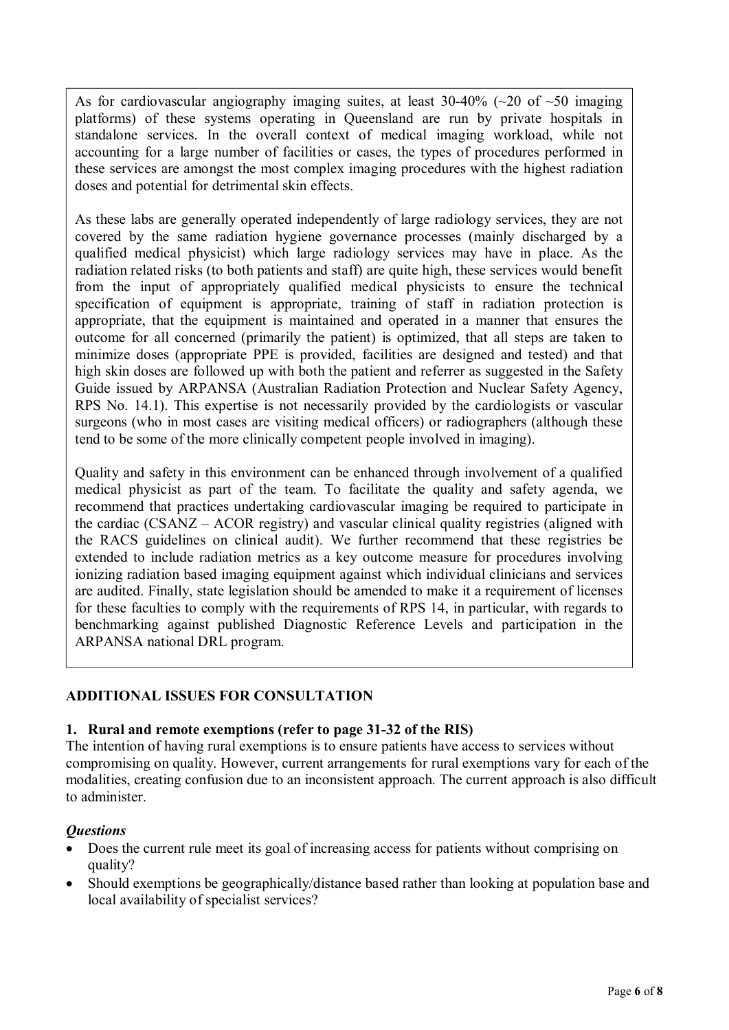As for cardiovascular angiography imaging suites, at least 30-40% (~20 of ~50 imaging platforms) of these systems operating in Queensland are run by private hospitals in standalone services. In the overall context of medical imaging workload, while not accounting for a large number of facilities or cases, the types of procedures performed in these services are amongst the most complex imaging procedures with the highest radiation doses and potential for detrimental skin effects.

As these labs are generally operated independently of large radiology services, they are not covered by the same radiation hygiene governance processes (mainly discharged by a qualified medical physicist) which large radiology services may have in place. As the radiation related risks (to both patients and staff) are quite high, these services would benefit from the input of appropriately qualified medical physicists to ensure the technical specification of equipment is appropriate, training of staff in radiation protection is appropriate, that the equipment is maintained and operated in a manner that ensures the outcome for all concerned (primarily the patient) is optimized, that all steps are taken to minimize doses (appropriate PPE is provided, facilities are designed and tested) and that high skin doses are followed up with both the patient and referrer as suggested in the Safety Guide issued by ARPANSA (Australian Radiation Protection and Nuclear Safety Agency, RPS No. 14.1). This expertise is not necessarily provided by the cardiologists or vascular surgeons (who in most cases are visiting medical officers) or radiographers (although these tend to be some of the more clinically competent people involved in imaging).

Quality and safety in this environment can be enhanced through involvement of a qualified medical physicist as part of the team. To facilitate the quality and safety agenda, we recommend that practices undertaking cardiovascular imaging be required to participate in the cardiac (CSANZ – ACOR registry) and vascular clinical quality registries (aligned with the RACS guidelines on clinical audit). We further recommend that these registries be extended to include radiation metrics as a key outcome measure for procedures involving ionizing radiation based imaging equipment against which individual clinicians and services are audited. Finally, state legislation should be amended to make it a requirement of licenses for these faculties to comply with the requirements of RPS 14, in particular, with regards to benchmarking against published Diagnostic Reference Levels and participation in the ARPANSA national DRL program.

## ADDITIONAL ISSUES FOR CONSULTATION

### 1. Rural and remote exemptions (refer to page 31-32 of the RIS)

The intention of having rural exemptions is to ensure patients have access to services without compromising on quality. However, current arrangements for rural exemptions vary for each of the modalities, creating confusion due to an inconsistent approach. The current approach is also difficult to administer.

***Questions***

- Does the current rule meet its goal of increasing access for patients without comprising on quality?
- Should exemptions be geographically/distance based rather than looking at population base and local availability of specialist services?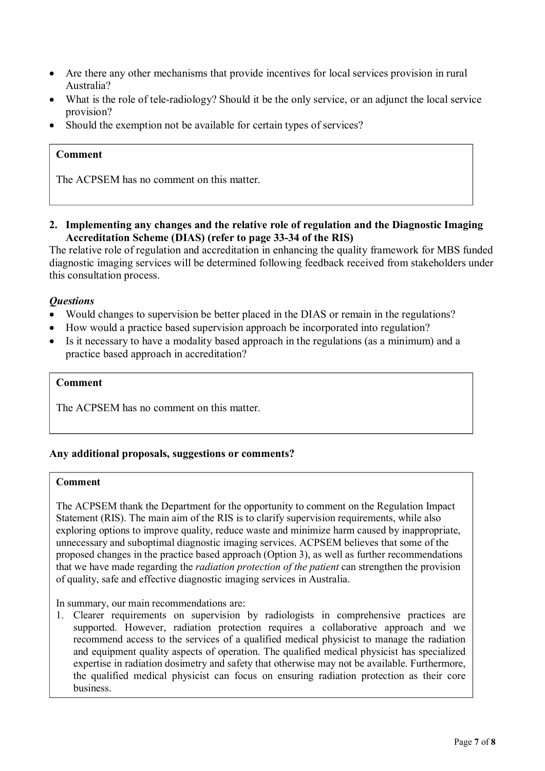- Are there any other mechanisms that provide incentives for local services provision in rural Australia?
- What is the role of tele-radiology? Should it be the only service, or an adjunct the local service provision?
- Should the exemption not be available for certain types of services?

**Comment**

The ACPSEM has no comment on this matter.

**2. Implementing any changes and the relative role of regulation and the Diagnostic Imaging Accreditation Scheme (DIAS) (refer to page 33-34 of the RIS)**

The relative role of regulation and accreditation in enhancing the quality framework for MBS funded diagnostic imaging services will be determined following feedback received from stakeholders under this consultation process.

***Questions***

- Would changes to supervision be better placed in the DIAS or remain in the regulations?
- How would a practice based supervision approach be incorporated into regulation?
- Is it necessary to have a modality based approach in the regulations (as a minimum) and a practice based approach in accreditation?

**Comment**

The ACPSEM has no comment on this matter.

**Any additional proposals, suggestions or comments?**

**Comment**

The ACPSEM thank the Department for the opportunity to comment on the Regulation Impact Statement (RIS). The main aim of the RIS is to clarify supervision requirements, while also exploring options to improve quality, reduce waste and minimize harm caused by inappropriate, unnecessary and suboptimal diagnostic imaging services. ACPSEM believes that some of the proposed changes in the practice based approach (Option 3), as well as further recommendations that we have made regarding the *radiation protection of the patient* can strengthen the provision of quality, safe and effective diagnostic imaging services in Australia.

In summary, our main recommendations are:

1. Clearer requirements on supervision by radiologists in comprehensive practices are supported. However, radiation protection requires a collaborative approach and we recommend access to the services of a qualified medical physicist to manage the radiation and equipment quality aspects of operation. The qualified medical physicist has specialized expertise in radiation dosimetry and safety that otherwise may not be available. Furthermore, the qualified medical physicist can focus on ensuring radiation protection as their core business.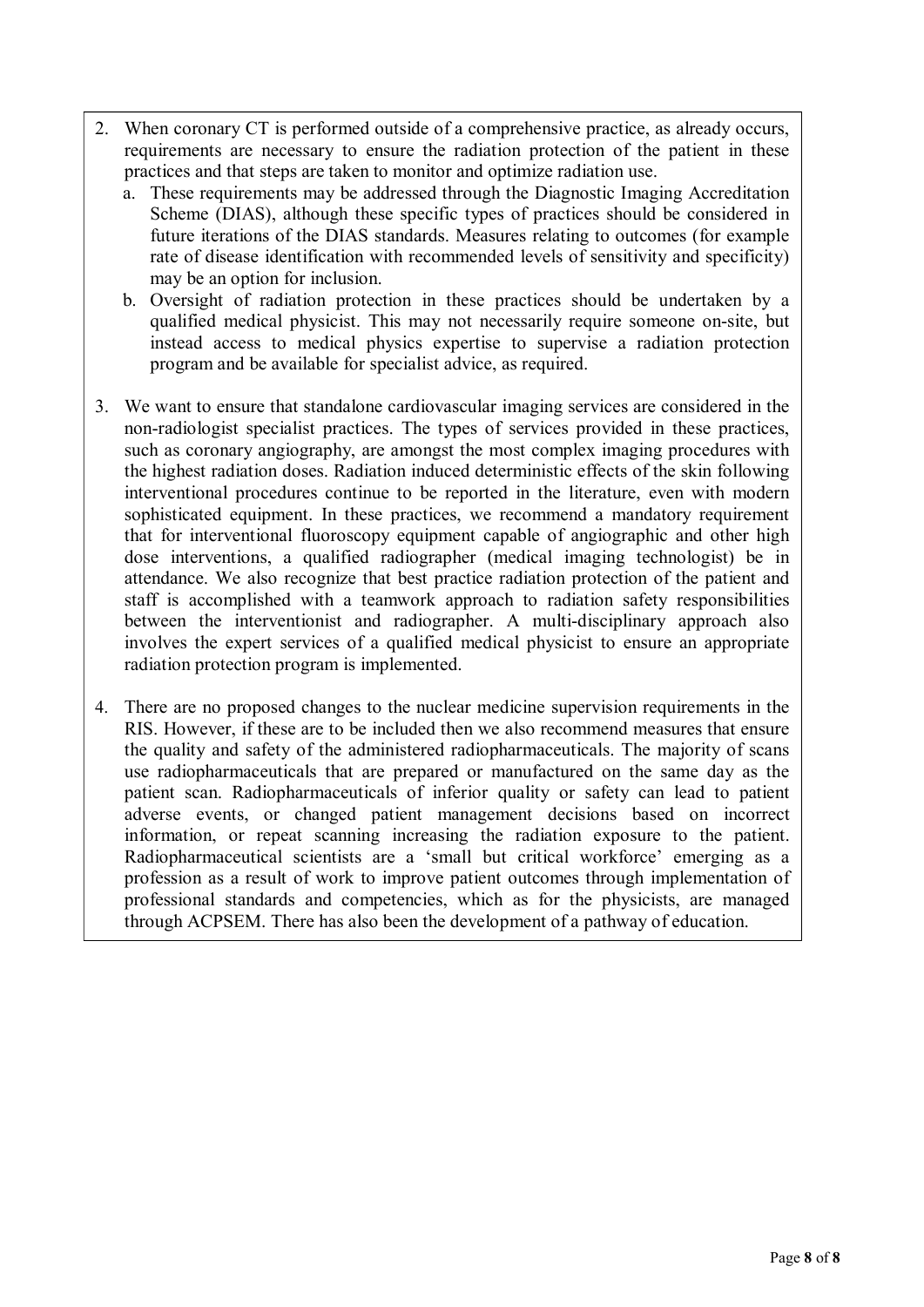2. When coronary CT is performed outside of a comprehensive practice, as already occurs, requirements are necessary to ensure the radiation protection of the patient in these practices and that steps are taken to monitor and optimize radiation use.
   a. These requirements may be addressed through the Diagnostic Imaging Accreditation Scheme (DIAS), although these specific types of practices should be considered in future iterations of the DIAS standards. Measures relating to outcomes (for example rate of disease identification with recommended levels of sensitivity and specificity) may be an option for inclusion.
   b. Oversight of radiation protection in these practices should be undertaken by a qualified medical physicist. This may not necessarily require someone on-site, but instead access to medical physics expertise to supervise a radiation protection program and be available for specialist advice, as required.

3. We want to ensure that standalone cardiovascular imaging services are considered in the non-radiologist specialist practices. The types of services provided in these practices, such as coronary angiography, are amongst the most complex imaging procedures with the highest radiation doses. Radiation induced deterministic effects of the skin following interventional procedures continue to be reported in the literature, even with modern sophisticated equipment. In these practices, we recommend a mandatory requirement that for interventional fluoroscopy equipment capable of angiographic and other high dose interventions, a qualified radiographer (medical imaging technologist) be in attendance. We also recognize that best practice radiation protection of the patient and staff is accomplished with a teamwork approach to radiation safety responsibilities between the interventionist and radiographer. A multi-disciplinary approach also involves the expert services of a qualified medical physicist to ensure an appropriate radiation protection program is implemented.

4. There are no proposed changes to the nuclear medicine supervision requirements in the RIS. However, if these are to be included then we also recommend measures that ensure the quality and safety of the administered radiopharmaceuticals. The majority of scans use radiopharmaceuticals that are prepared or manufactured on the same day as the patient scan. Radiopharmaceuticals of inferior quality or safety can lead to patient adverse events, or changed patient management decisions based on incorrect information, or repeat scanning increasing the radiation exposure to the patient. Radiopharmaceutical scientists are a 'small but critical workforce' emerging as a profession as a result of work to improve patient outcomes through implementation of professional standards and competencies, which as for the physicists, are managed through ACPSEM. There has also been the development of a pathway of education.